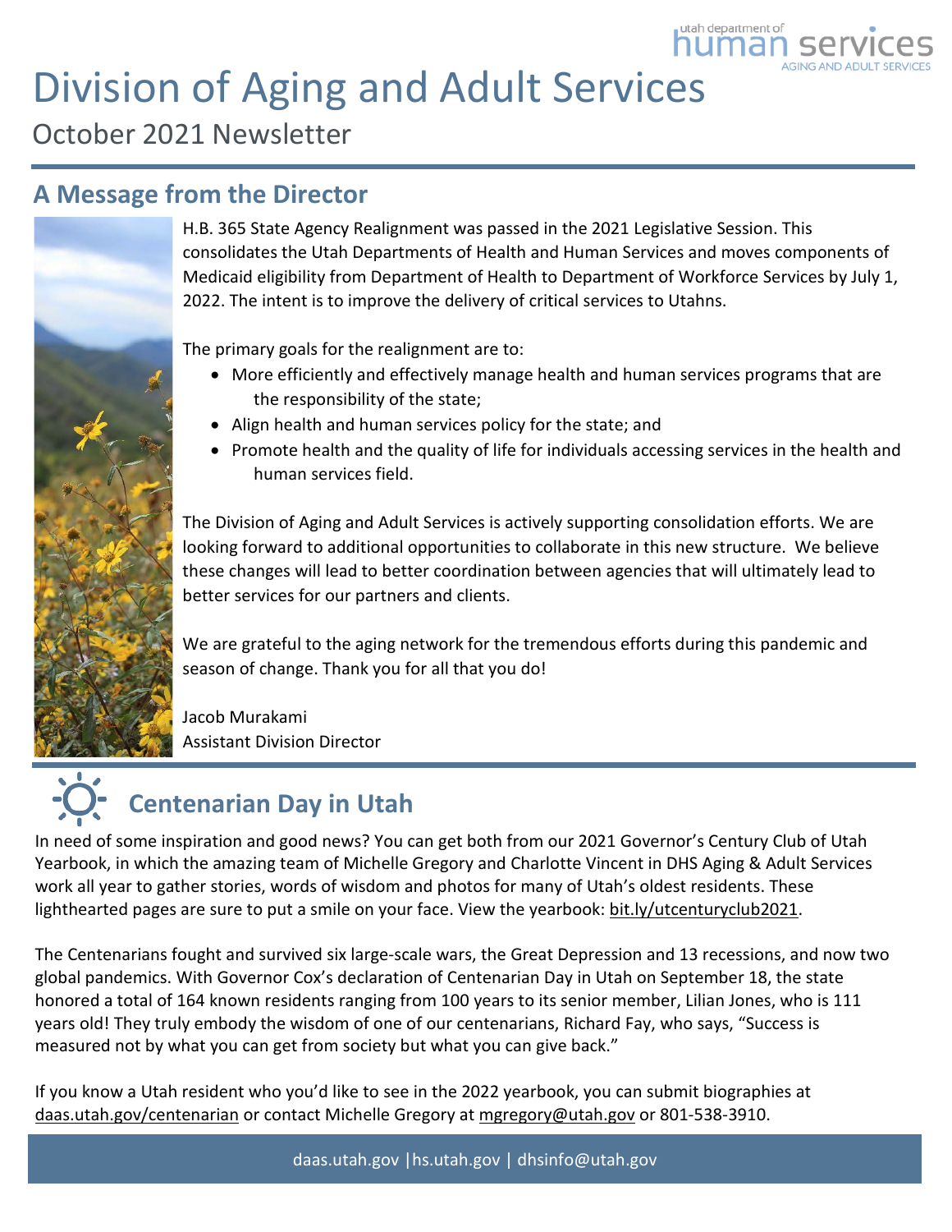utah department of human services
AGING AND ADULT SERVICES

# Division of Aging and Adult Services

October 2021 Newsletter

## A Message from the Director

H.B. 365 State Agency Realignment was passed in the 2021 Legislative Session. This consolidates the Utah Departments of Health and Human Services and moves components of Medicaid eligibility from Department of Health to Department of Workforce Services by July 1, 2022. The intent is to improve the delivery of critical services to Utahns.

The primary goals for the realignment are to:

- More efficiently and effectively manage health and human services programs that are the responsibility of the state;
- Align health and human services policy for the state; and
- Promote health and the quality of life for individuals accessing services in the health and human services field.

The Division of Aging and Adult Services is actively supporting consolidation efforts. We are looking forward to additional opportunities to collaborate in this new structure. We believe these changes will lead to better coordination between agencies that will ultimately lead to better services for our partners and clients.

We are grateful to the aging network for the tremendous efforts during this pandemic and season of change. Thank you for all that you do!

Jacob Murakami
Assistant Division Director

## Centenarian Day in Utah

In need of some inspiration and good news? You can get both from our 2021 Governor's Century Club of Utah Yearbook, in which the amazing team of Michelle Gregory and Charlotte Vincent in DHS Aging & Adult Services work all year to gather stories, words of wisdom and photos for many of Utah's oldest residents. These lighthearted pages are sure to put a smile on your face. View the yearbook: bit.ly/utcenturyclub2021.

The Centenarians fought and survived six large-scale wars, the Great Depression and 13 recessions, and now two global pandemics. With Governor Cox's declaration of Centenarian Day in Utah on September 18, the state honored a total of 164 known residents ranging from 100 years to its senior member, Lilian Jones, who is 111 years old! They truly embody the wisdom of one of our centenarians, Richard Fay, who says, "Success is measured not by what you can get from society but what you can give back."

If you know a Utah resident who you'd like to see in the 2022 yearbook, you can submit biographies at daas.utah.gov/centenarian or contact Michelle Gregory at mgregory@utah.gov or 801-538-3910.

daas.utah.gov | hs.utah.gov | dhsinfo@utah.gov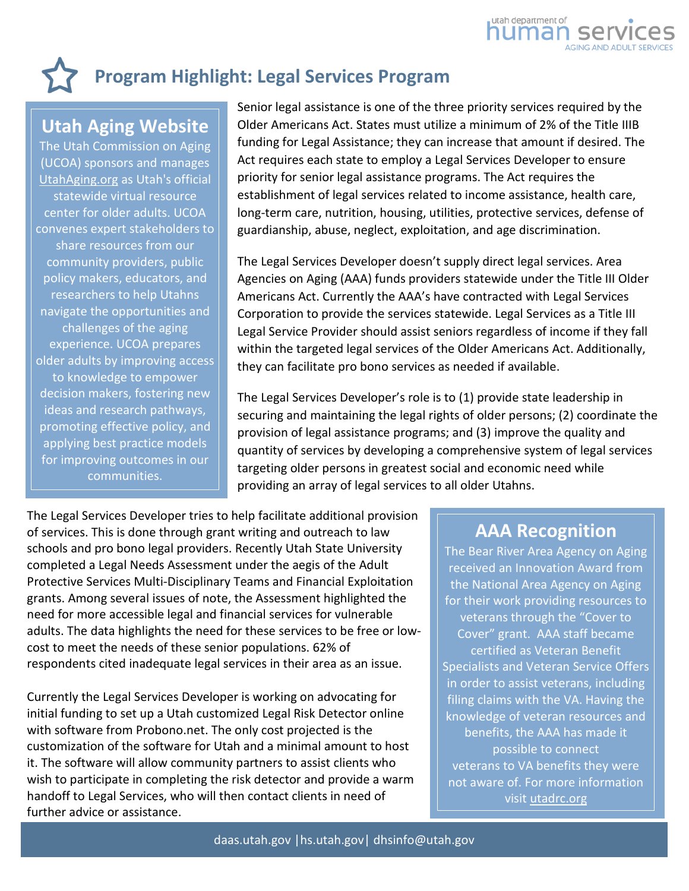# Program Highlight: Legal Services Program

## Utah Aging Website

The Utah Commission on Aging (UCOA) sponsors and manages UtahAging.org as Utah's official statewide virtual resource center for older adults. UCOA convenes expert stakeholders to share resources from our community providers, public policy makers, educators, and researchers to help Utahns navigate the opportunities and challenges of the aging experience. UCOA prepares older adults by improving access to knowledge to empower decision makers, fostering new ideas and research pathways, promoting effective policy, and applying best practice models for improving outcomes in our communities.

Senior legal assistance is one of the three priority services required by the Older Americans Act. States must utilize a minimum of 2% of the Title IIIB funding for Legal Assistance; they can increase that amount if desired. The Act requires each state to employ a Legal Services Developer to ensure priority for senior legal assistance programs. The Act requires the establishment of legal services related to income assistance, health care, long-term care, nutrition, housing, utilities, protective services, defense of guardianship, abuse, neglect, exploitation, and age discrimination.

The Legal Services Developer doesn't supply direct legal services. Area Agencies on Aging (AAA) funds providers statewide under the Title III Older Americans Act. Currently the AAA's have contracted with Legal Services Corporation to provide the services statewide. Legal Services as a Title III Legal Service Provider should assist seniors regardless of income if they fall within the targeted legal services of the Older Americans Act. Additionally, they can facilitate pro bono services as needed if available.

The Legal Services Developer's role is to (1) provide state leadership in securing and maintaining the legal rights of older persons; (2) coordinate the provision of legal assistance programs; and (3) improve the quality and quantity of services by developing a comprehensive system of legal services targeting older persons in greatest social and economic need while providing an array of legal services to all older Utahns.

The Legal Services Developer tries to help facilitate additional provision of services. This is done through grant writing and outreach to law schools and pro bono legal providers. Recently Utah State University completed a Legal Needs Assessment under the aegis of the Adult Protective Services Multi-Disciplinary Teams and Financial Exploitation grants. Among several issues of note, the Assessment highlighted the need for more accessible legal and financial services for vulnerable adults. The data highlights the need for these services to be free or low-cost to meet the needs of these senior populations. 62% of respondents cited inadequate legal services in their area as an issue.

Currently the Legal Services Developer is working on advocating for initial funding to set up a Utah customized Legal Risk Detector online with software from Probono.net. The only cost projected is the customization of the software for Utah and a minimal amount to host it. The software will allow community partners to assist clients who wish to participate in completing the risk detector and provide a warm handoff to Legal Services, who will then contact clients in need of further advice or assistance.

## AAA Recognition

The Bear River Area Agency on Aging received an Innovation Award from the National Area Agency on Aging for their work providing resources to veterans through the "Cover to Cover" grant. AAA staff became certified as Veteran Benefit Specialists and Veteran Service Offers in order to assist veterans, including filing claims with the VA. Having the knowledge of veteran resources and benefits, the AAA has made it possible to connect veterans to VA benefits they were not aware of. For more information visit utadrc.org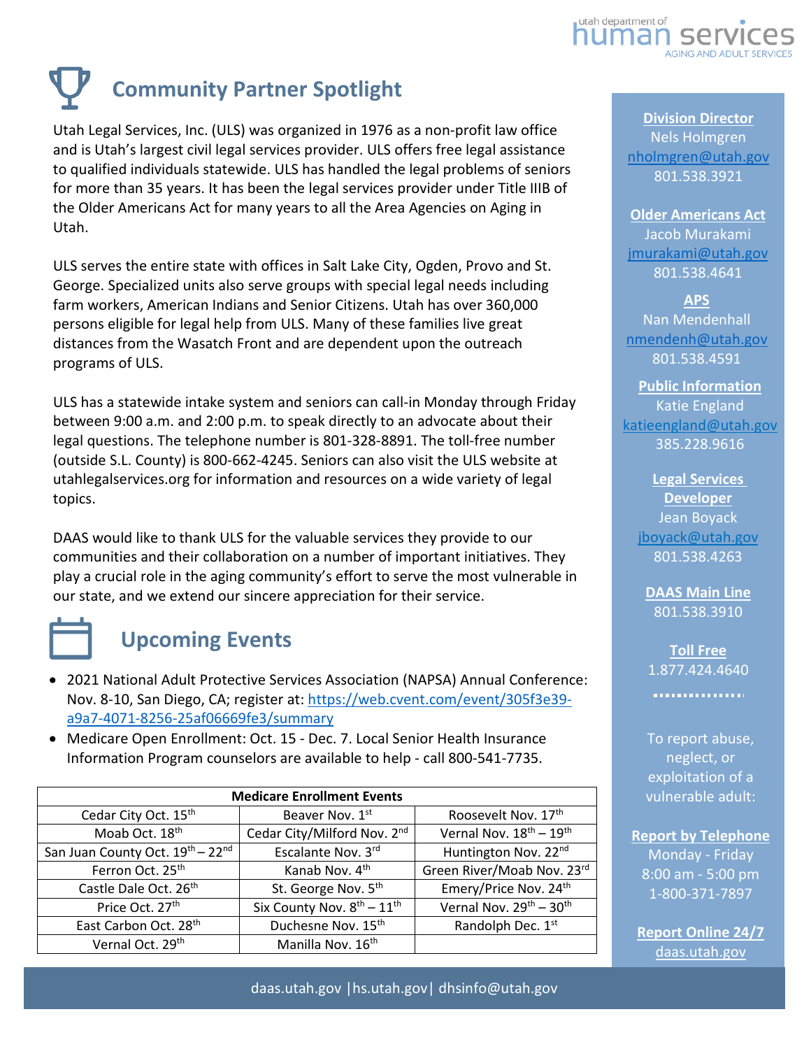## Community Partner Spotlight

Utah Legal Services, Inc. (ULS) was organized in 1976 as a non-profit law office and is Utah's largest civil legal services provider. ULS offers free legal assistance to qualified individuals statewide. ULS has handled the legal problems of seniors for more than 35 years. It has been the legal services provider under Title IIIB of the Older Americans Act for many years to all the Area Agencies on Aging in Utah.

ULS serves the entire state with offices in Salt Lake City, Ogden, Provo and St. George. Specialized units also serve groups with special legal needs including farm workers, American Indians and Senior Citizens. Utah has over 360,000 persons eligible for legal help from ULS. Many of these families live great distances from the Wasatch Front and are dependent upon the outreach programs of ULS.

ULS has a statewide intake system and seniors can call-in Monday through Friday between 9:00 a.m. and 2:00 p.m. to speak directly to an advocate about their legal questions. The telephone number is 801-328-8891. The toll-free number (outside S.L. County) is 800-662-4245. Seniors can also visit the ULS website at utahlegalservices.org for information and resources on a wide variety of legal topics.

DAAS would like to thank ULS for the valuable services they provide to our communities and their collaboration on a number of important initiatives. They play a crucial role in the aging community's effort to serve the most vulnerable in our state, and we extend our sincere appreciation for their service.

## Upcoming Events

- 2021 National Adult Protective Services Association (NAPSA) Annual Conference: Nov. 8-10, San Diego, CA; register at: https://web.cvent.com/event/305f3e39-a9a7-4071-8256-25af06669fe3/summary
- Medicare Open Enrollment: Oct. 15 - Dec. 7. Local Senior Health Insurance Information Program counselors are available to help - call 800-541-7735.

| Medicare Enrollment Events | | |
|---|---|---|
| Cedar City Oct. 15th | Beaver Nov. 1st | Roosevelt Nov. 17th |
| Moab Oct. 18th | Cedar City/Milford Nov. 2nd | Vernal Nov. 18th – 19th |
| San Juan County Oct. 19th – 22nd | Escalante Nov. 3rd | Huntington Nov. 22nd |
| Ferron Oct. 25th | Kanab Nov. 4th | Green River/Moab Nov. 23rd |
| Castle Dale Oct. 26th | St. George Nov. 5th | Emery/Price Nov. 24th |
| Price Oct. 27th | Six County Nov. 8th – 11th | Vernal Nov. 29th – 30th |
| East Carbon Oct. 28th | Duchesne Nov. 15th | Randolph Dec. 1st |
| Vernal Oct. 29th | Manilla Nov. 16th | |

**Division Director**
Nels Holmgren
nholmgren@utah.gov
801.538.3921

**Older Americans Act**
Jacob Murakami
jmurakami@utah.gov
801.538.4641

**APS**
Nan Mendenhall
nmendenh@utah.gov
801.538.4591

**Public Information**
Katie England
katieengland@utah.gov
385.228.9616

**Legal Services Developer**
Jean Boyack
jboyack@utah.gov
801.538.4263

**DAAS Main Line**
801.538.3910

**Toll Free**
1.877.424.4640

To report abuse, neglect, or exploitation of a vulnerable adult:

**Report by Telephone**
Monday - Friday
8:00 am - 5:00 pm
1-800-371-7897

**Report Online 24/7**
daas.utah.gov

daas.utah.gov | hs.utah.gov | dhsinfo@utah.gov